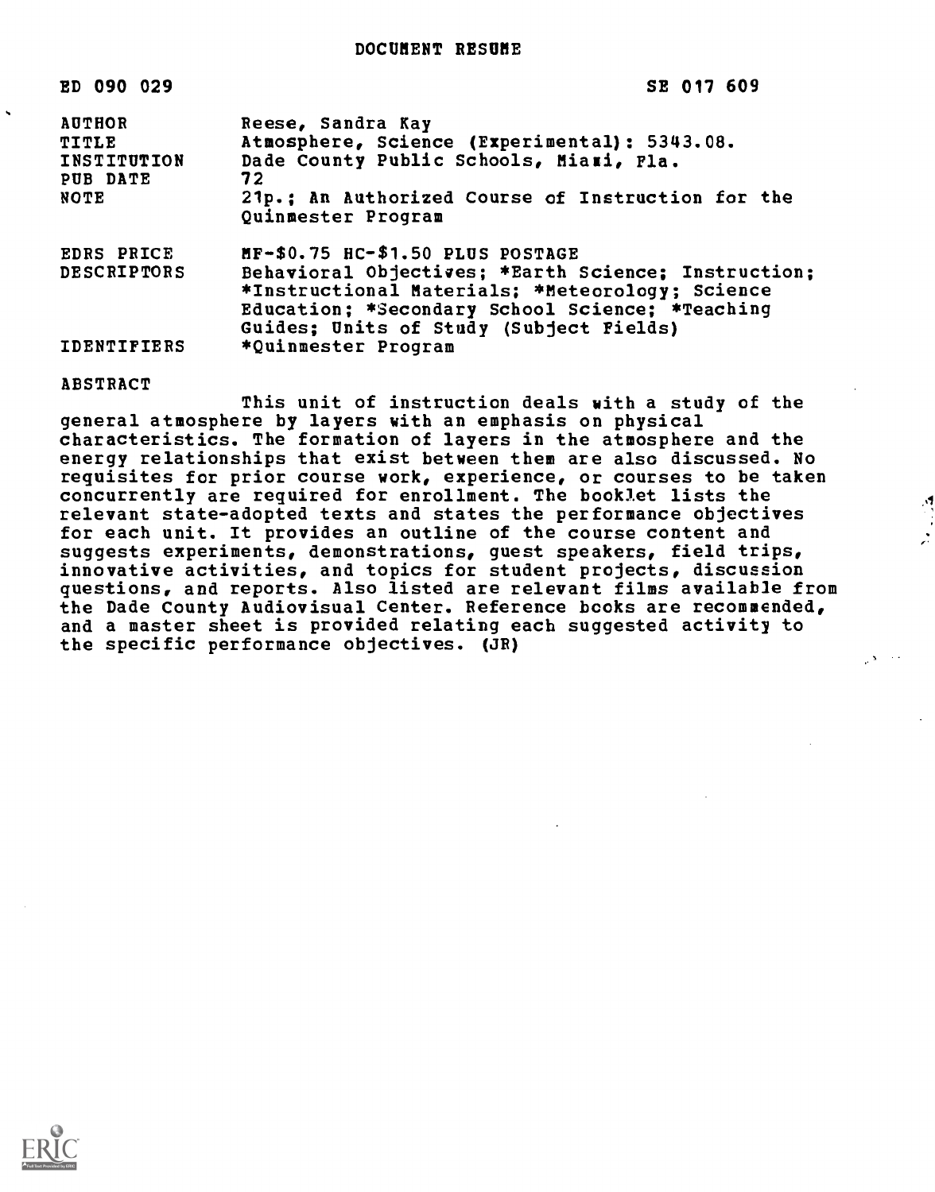# DOCUMENT RESUME

ED 090 029 SE 017 609

| | |
|---|---|
| AUTHOR | Reese, Sandra Kay |
| TITLE | Atmosphere, Science (Experimental): 5343.08. |
| INSTITUTION | Dade County Public Schools, Miami, Fla. |
| PUB DATE | 72 |
| NOTE | 21p.; An Authorized Course of Instruction for the Quinmester Program |
| EDRS PRICE | MF-$0.75 HC-$1.50 PLUS POSTAGE |
| DESCRIPTORS | Behavioral Objectives; *Earth Science; Instruction; *Instructional Materials; *Meteorology; Science Education; *Secondary School Science; *Teaching Guides; Units of Study (Subject Fields) |
| IDENTIFIERS | *Quinmester Program |

## ABSTRACT

This unit of instruction deals with a study of the general atmosphere by layers with an emphasis on physical characteristics. The formation of layers in the atmosphere and the energy relationships that exist between them are also discussed. No requisites for prior course work, experience, or courses to be taken concurrently are required for enrollment. The booklet lists the relevant state-adopted texts and states the performance objectives for each unit. It provides an outline of the course content and suggests experiments, demonstrations, guest speakers, field trips, innovative activities, and topics for student projects, discussion questions, and reports. Also listed are relevant films available from the Dade County Audiovisual Center. Reference books are recommended, and a master sheet is provided relating each suggested activity to the specific performance objectives. (JR)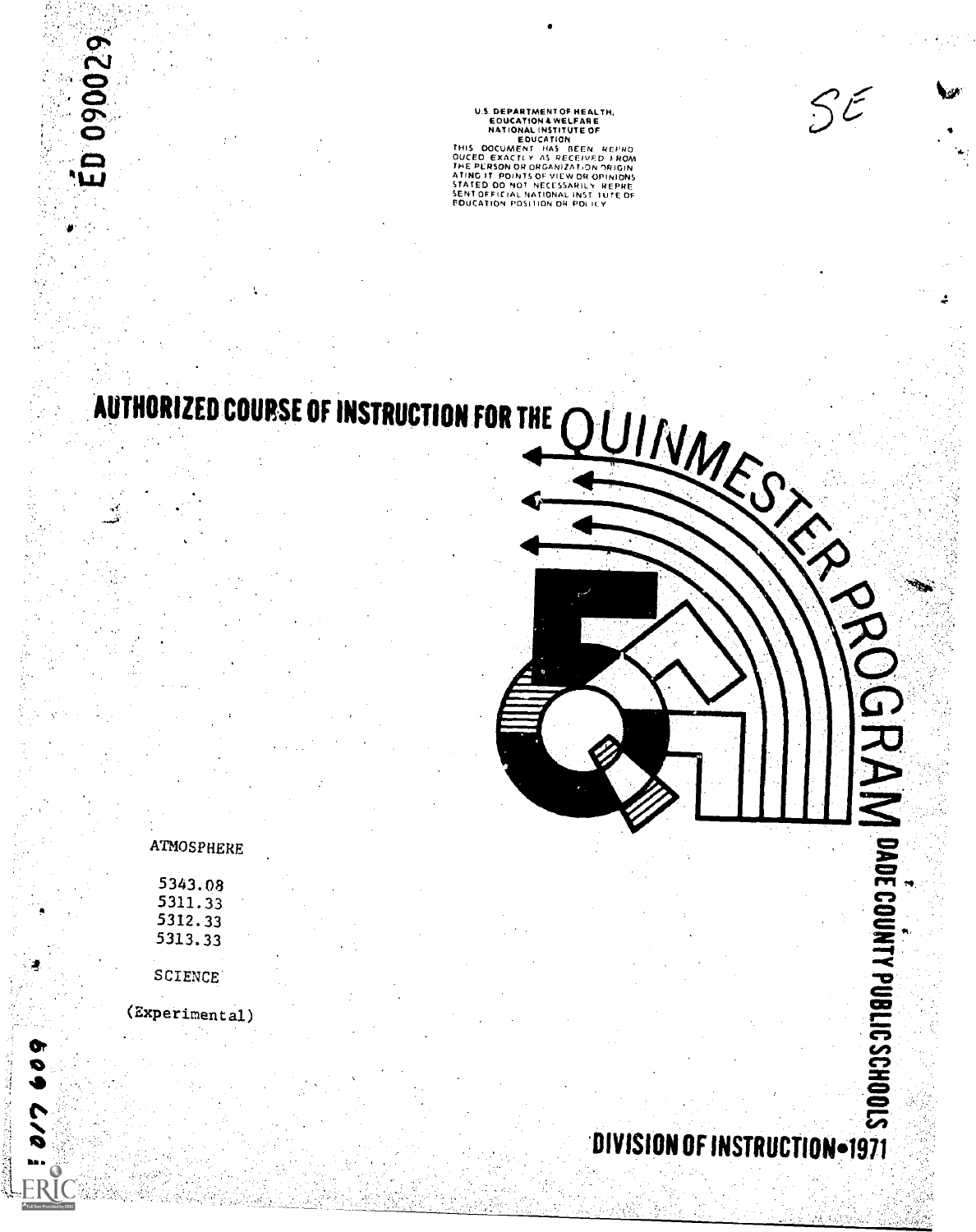ED 090029

U.S. DEPARTMENT OF HEALTH, EDUCATION & WELFARE
NATIONAL INSTITUTE OF EDUCATION
THIS DOCUMENT HAS BEEN REPRODUCED EXACTLY AS RECEIVED FROM THE PERSON OR ORGANIZATION ORIGINATING IT. POINTS OF VIEW OR OPINIONS STATED DO NOT NECESSARILY REPRESENT OFFICIAL NATIONAL INSTITUTE OF EDUCATION POSITION OR POLICY

SE

# AUTHORIZED COURSE OF INSTRUCTION FOR THE QUINMESTER PROGRAM

ATMOSPHERE

5343.08
5311.33
5312.33
5313.33

SCIENCE

(Experimental)

DADE COUNTY PUBLIC SCHOOLS

DIVISION OF INSTRUCTION•1971

SE 017 609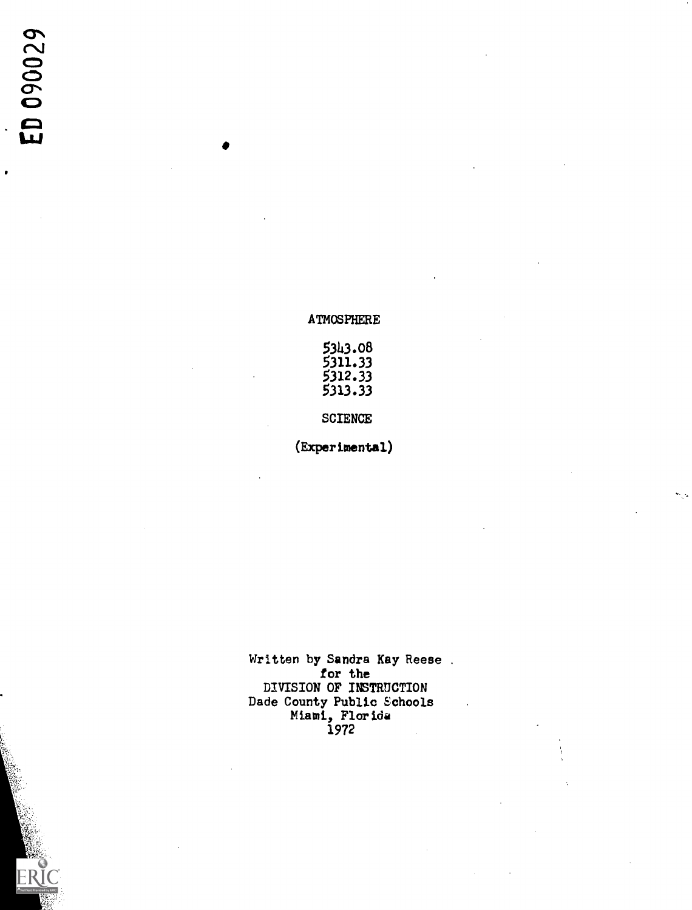# ATMOSPHERE

5343.08
5311.33
5312.33
5313.33

SCIENCE

(Experimental)

Written by Sandra Kay Reese
for the
DIVISION OF INSTRUCTION
Dade County Public Schools
Miami, Florida
1972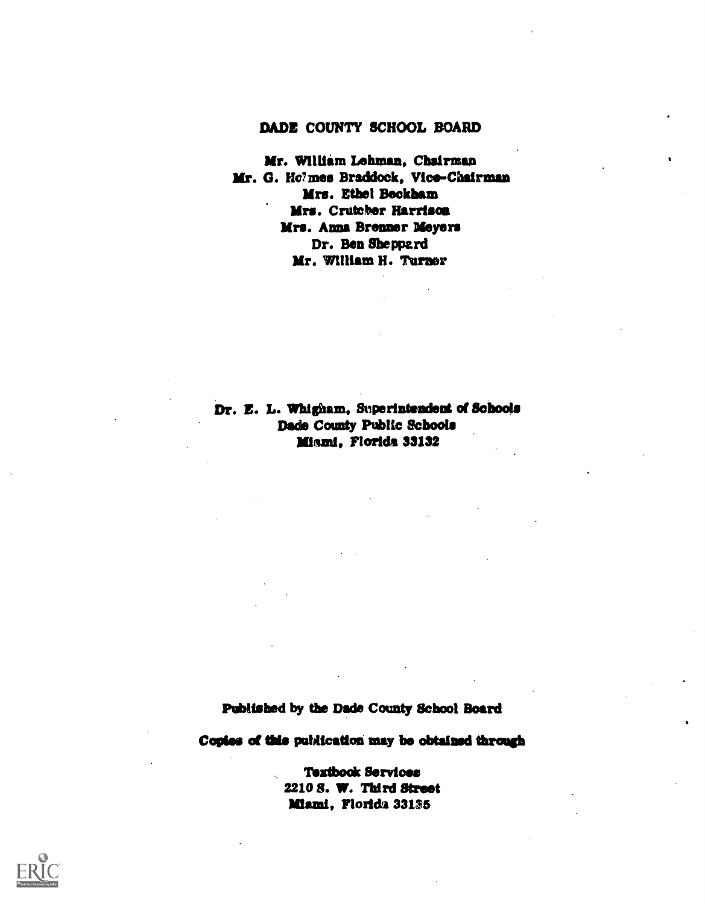## DADE COUNTY SCHOOL BOARD

Mr. William Lehman, Chairman
Mr. G. Holmes Braddock, Vice-Chairman
Mrs. Ethel Beckham
Mrs. Crutcher Harrison
Mrs. Anna Brenner Meyers
Dr. Ben Sheppard
Mr. William H. Turner

Dr. E. L. Whigham, Superintendent of Schools
Dade County Public Schools
Miami, Florida 33132

Published by the Dade County School Board

Copies of this publication may be obtained through

Textbook Services
2210 S. W. Third Street
Miami, Florida 33135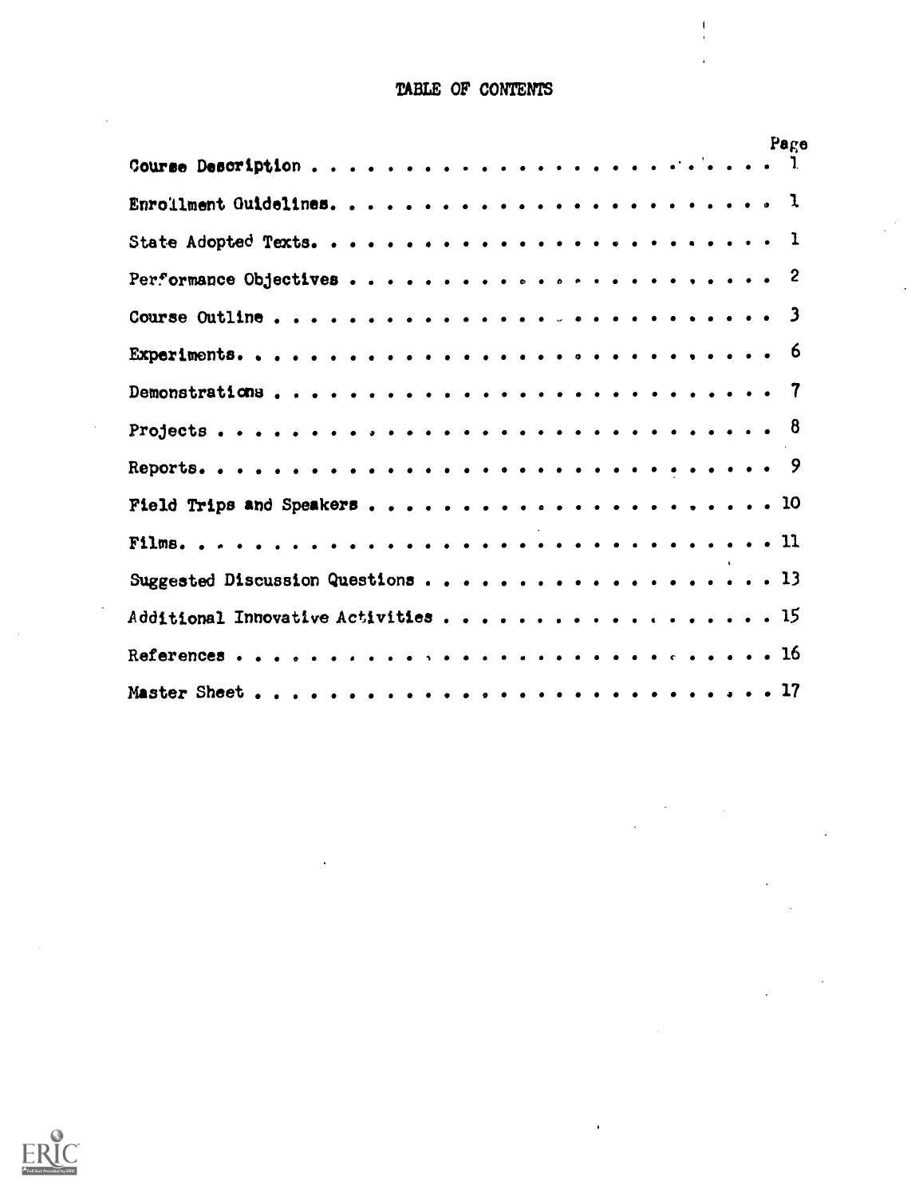# TABLE OF CONTENTS

| | Page |
|---|---|
| Course Description | 1 |
| Enrollment Guidelines | 1 |
| State Adopted Texts | 1 |
| Performance Objectives | 2 |
| Course Outline | 3 |
| Experiments | 6 |
| Demonstrations | 7 |
| Projects | 8 |
| Reports | 9 |
| Field Trips and Speakers | 10 |
| Films | 11 |
| Suggested Discussion Questions | 13 |
| Additional Innovative Activities | 15 |
| References | 16 |
| Master Sheet | 17 |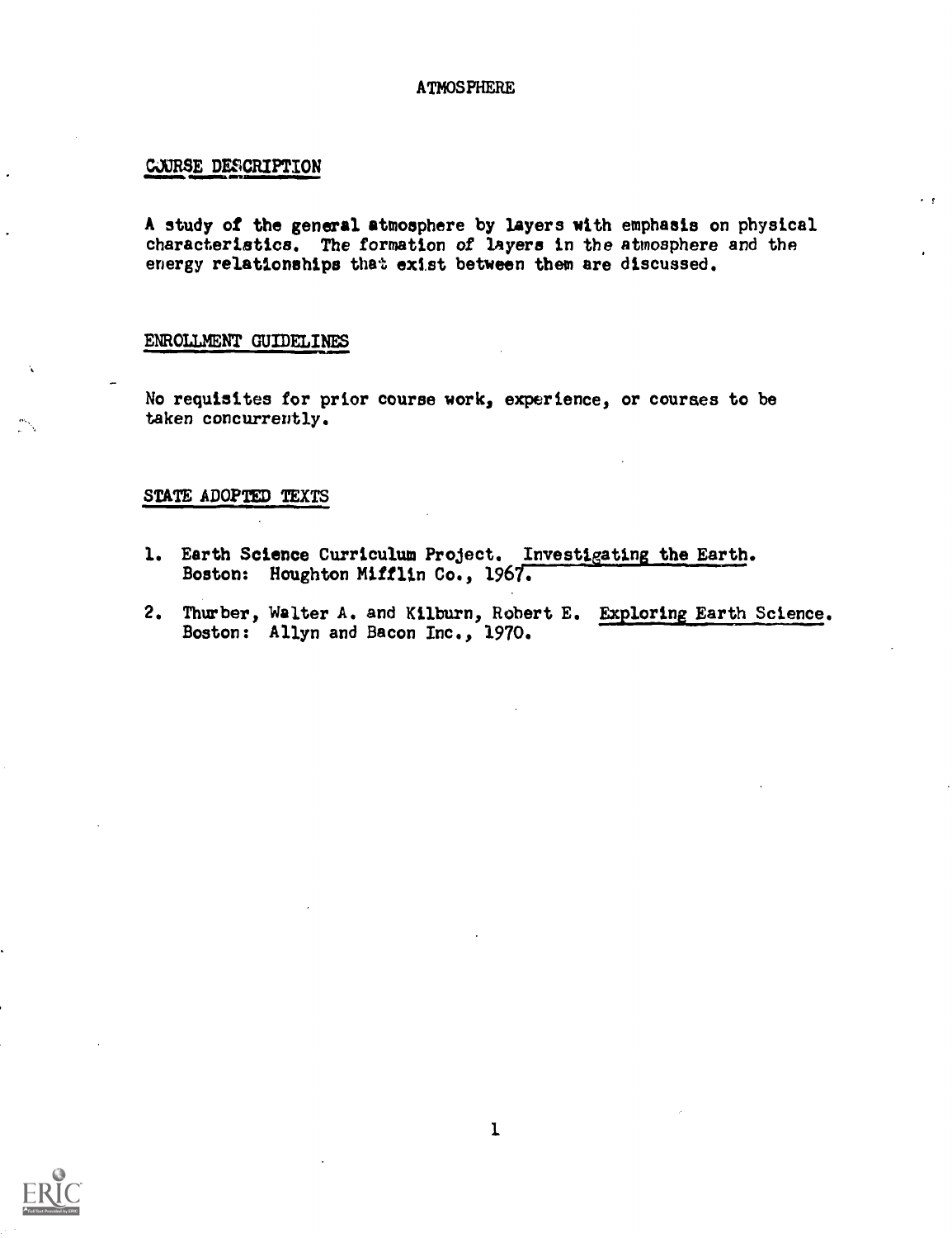# ATMOSPHERE

## COURSE DESCRIPTION

A study of the general atmosphere by layers with emphasis on physical characteristics. The formation of layers in the atmosphere and the energy relationships that exist between them are discussed.

## ENROLLMENT GUIDELINES

No requisites for prior course work, experience, or courses to be taken concurrently.

## STATE ADOPTED TEXTS

1. Earth Science Curriculum Project. Investigating the Earth. Boston: Houghton Mifflin Co., 1967.

2. Thurber, Walter A. and Kilburn, Robert E. Exploring Earth Science. Boston: Allyn and Bacon Inc., 1970.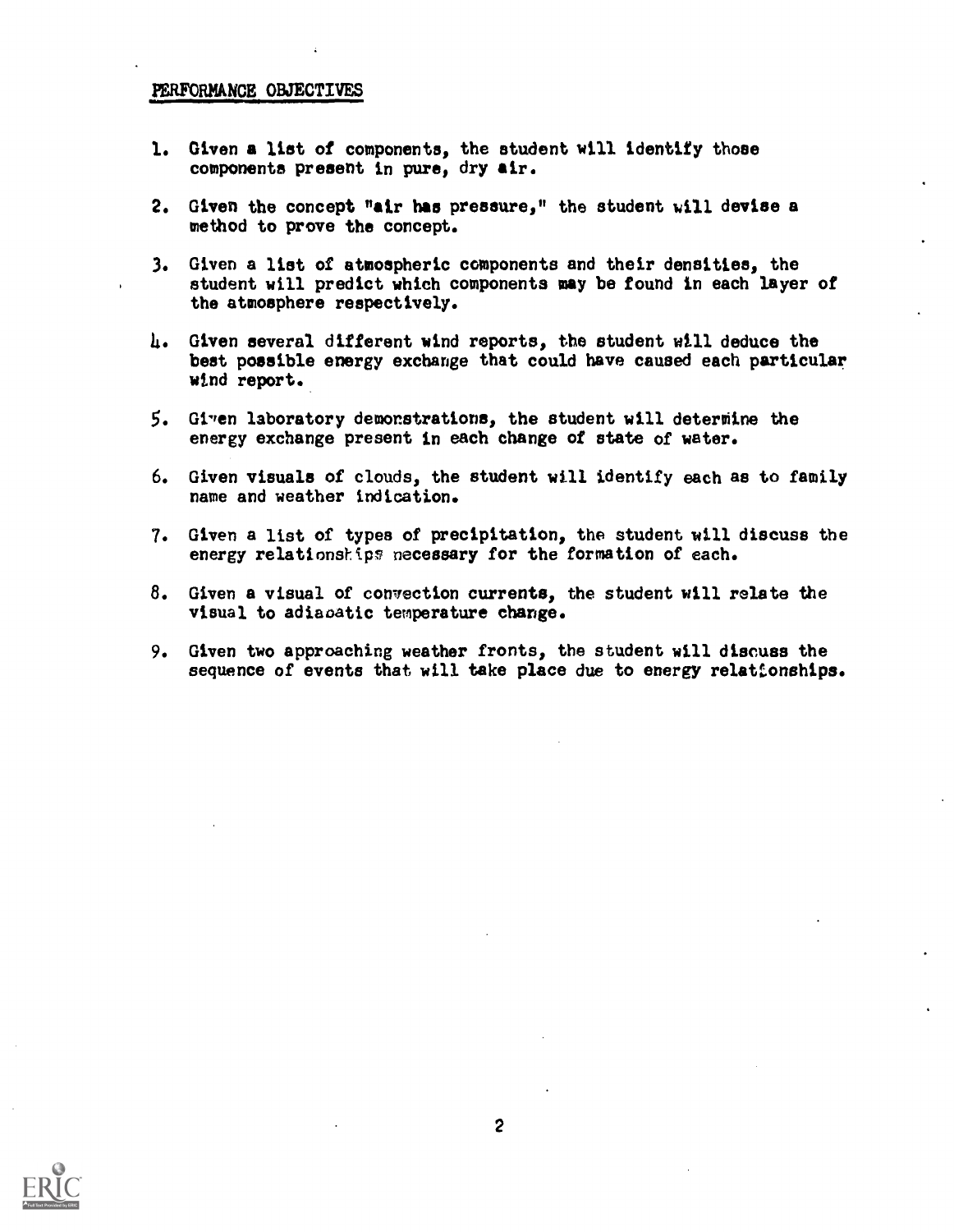## PERFORMANCE OBJECTIVES

1. Given a list of components, the student will identify those components present in pure, dry air.
2. Given the concept "air has pressure," the student will devise a method to prove the concept.
3. Given a list of atmospheric components and their densities, the student will predict which components may be found in each layer of the atmosphere respectively.
4. Given several different wind reports, the student will deduce the best possible energy exchange that could have caused each particular wind report.
5. Given laboratory demonstrations, the student will determine the energy exchange present in each change of state of water.
6. Given visuals of clouds, the student will identify each as to family name and weather indication.
7. Given a list of types of precipitation, the student will discuss the energy relationships necessary for the formation of each.
8. Given a visual of convection currents, the student will relate the visual to adiabatic temperature change.
9. Given two approaching weather fronts, the student will discuss the sequence of events that will take place due to energy relationships.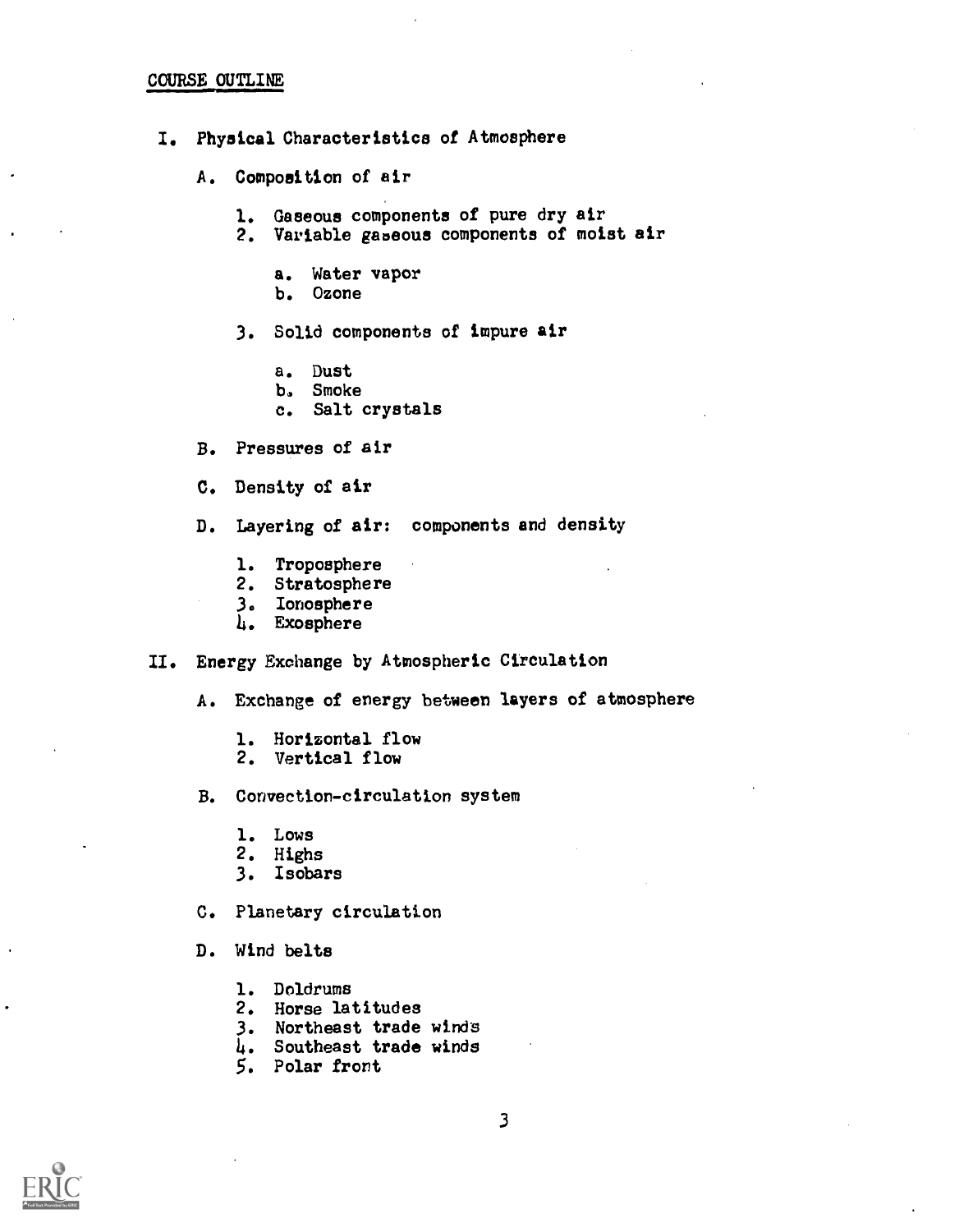## COURSE OUTLINE

I. Physical Characteristics of Atmosphere

   A. Composition of air

      1. Gaseous components of pure dry air
      2. Variable gaseous components of moist air

         a. Water vapor
         b. Ozone

      3. Solid components of impure air

         a. Dust
         b. Smoke
         c. Salt crystals

   B. Pressures of air

   C. Density of air

   D. Layering of air: components and density

      1. Troposphere
      2. Stratosphere
      3. Ionosphere
      4. Exosphere

II. Energy Exchange by Atmospheric Circulation

   A. Exchange of energy between layers of atmosphere

      1. Horizontal flow
      2. Vertical flow

   B. Convection-circulation system

      1. Lows
      2. Highs
      3. Isobars

   C. Planetary circulation

   D. Wind belts

      1. Doldrums
      2. Horse latitudes
      3. Northeast trade winds
      4. Southeast trade winds
      5. Polar front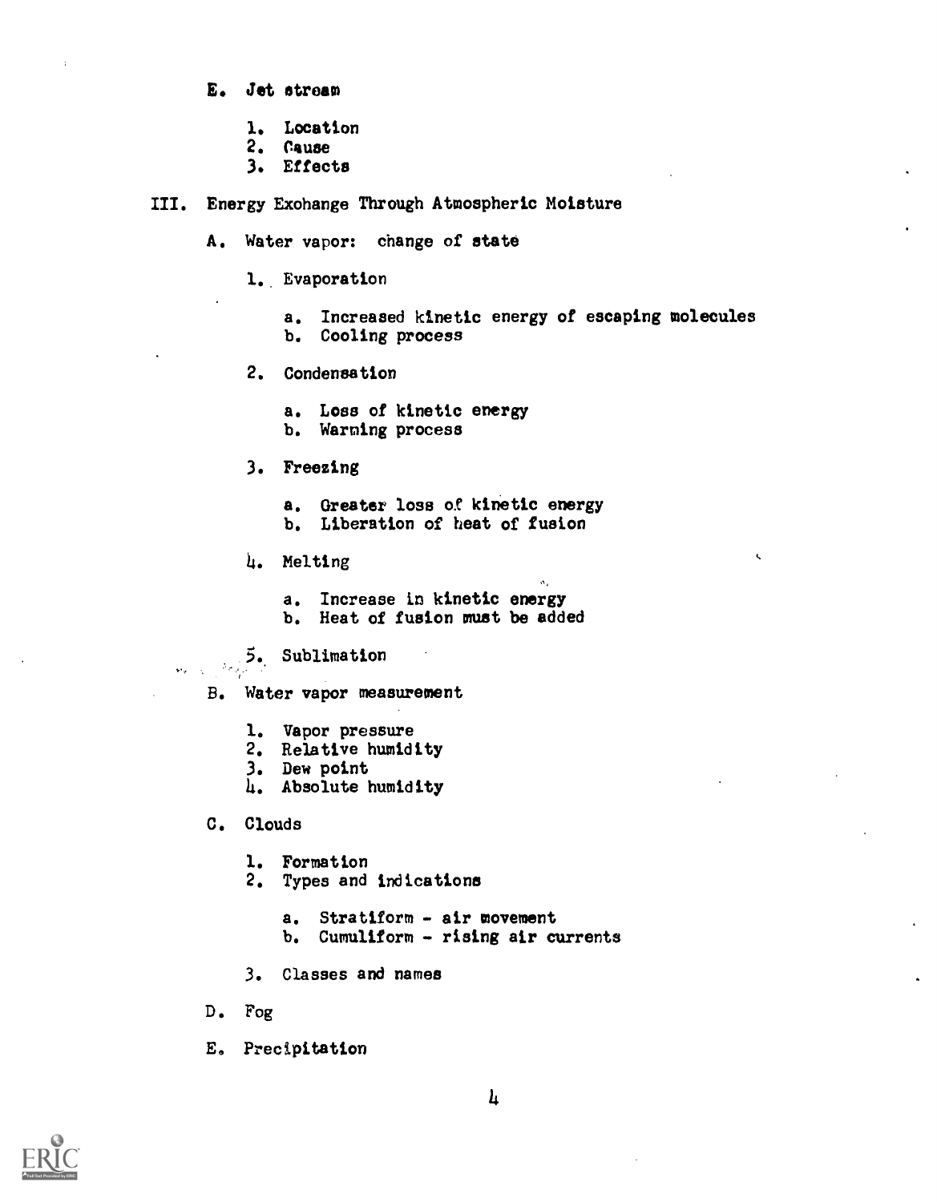E. Jet stream

   1. Location
   2. Cause
   3. Effects

III. Energy Exchange Through Atmospheric Moisture

   A. Water vapor: change of state

      1. Evaporation

         a. Increased kinetic energy of escaping molecules
         b. Cooling process

      2. Condensation

         a. Loss of kinetic energy
         b. Warming process

      3. Freezing

         a. Greater loss of kinetic energy
         b. Liberation of heat of fusion

      4. Melting

         a. Increase in kinetic energy
         b. Heat of fusion must be added

      5. Sublimation

   B. Water vapor measurement

      1. Vapor pressure
      2. Relative humidity
      3. Dew point
      4. Absolute humidity

   C. Clouds

      1. Formation
      2. Types and indications

         a. Stratiform - air movement
         b. Cumuliform - rising air currents

      3. Classes and names

   D. Fog

   E. Precipitation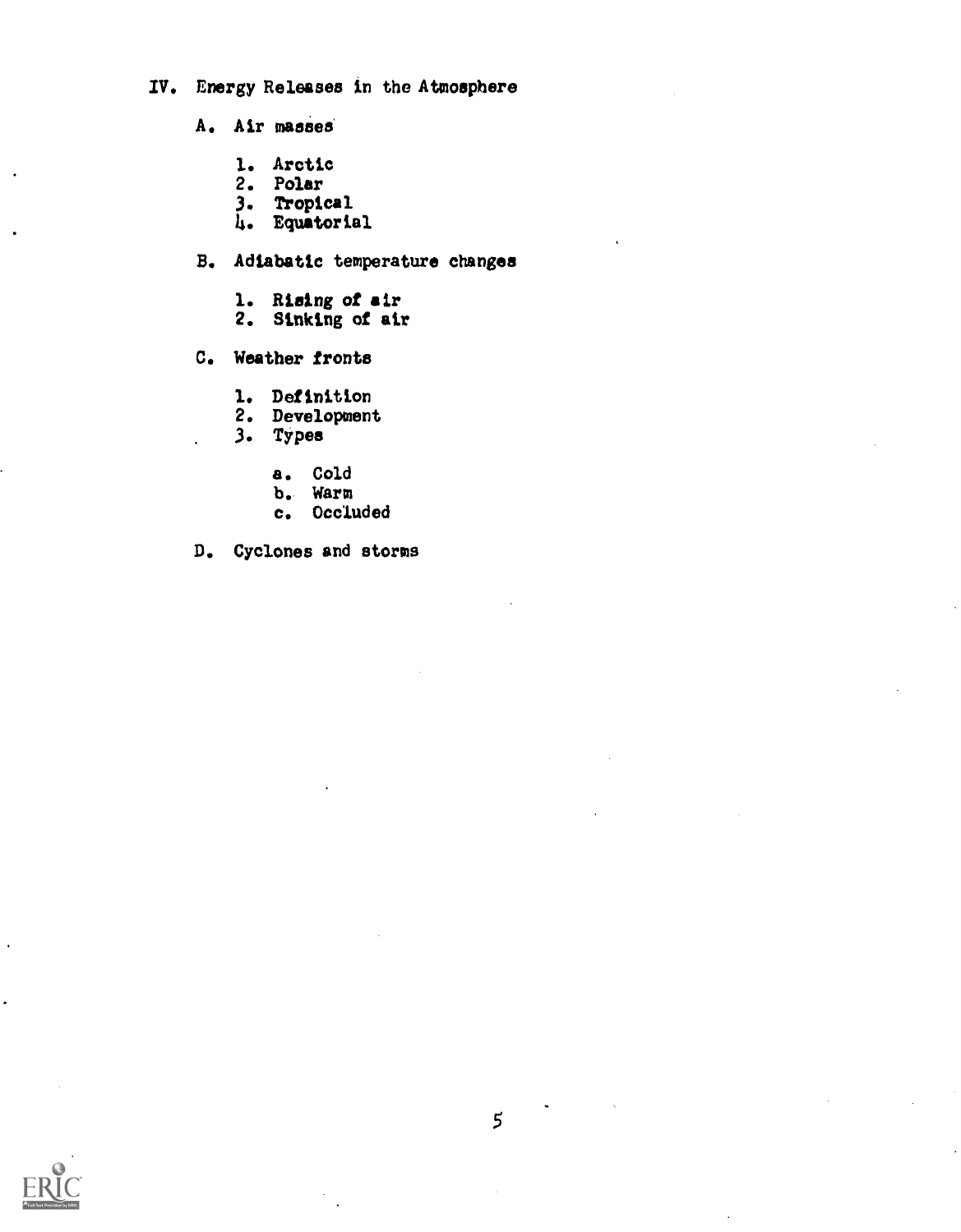## IV. Energy Releases in the Atmosphere

A. Air masses

1. Arctic
2. Polar
3. Tropical
4. Equatorial

B. Adiabatic temperature changes

1. Rising of air
2. Sinking of air

C. Weather fronts

1. Definition
2. Development
3. Types

    a. Cold
    b. Warm
    c. Occluded

D. Cyclones and storms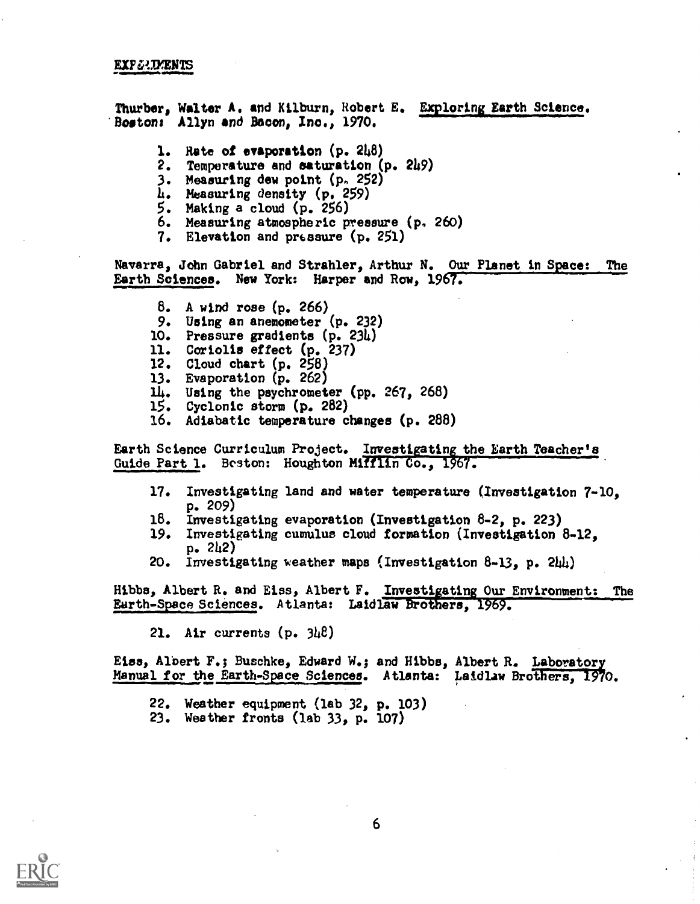## EXPERIMENTS

Thurber, Walter A. and Kilburn, Robert E. Exploring Earth Science. Boston: Allyn and Bacon, Inc., 1970.

1. Rate of evaporation (p. 248)
2. Temperature and saturation (p. 249)
3. Measuring dew point (p. 252)
4. Measuring density (p. 259)
5. Making a cloud (p. 256)
6. Measuring atmospheric pressure (p. 260)
7. Elevation and pressure (p. 251)

Navarra, John Gabriel and Strahler, Arthur N. Our Planet in Space: The Earth Sciences. New York: Harper and Row, 1967.

8. A wind rose (p. 266)
9. Using an anemometer (p. 232)
10. Pressure gradients (p. 234)
11. Coriolis effect (p. 237)
12. Cloud chart (p. 258)
13. Evaporation (p. 262)
14. Using the psychrometer (pp. 267, 268)
15. Cyclonic storm (p. 282)
16. Adiabatic temperature changes (p. 288)

Earth Science Curriculum Project. Investigating the Earth Teacher's Guide Part 1. Boston: Houghton Mifflin Co., 1967.

17. Investigating land and water temperature (Investigation 7-10, p. 209)
18. Investigating evaporation (Investigation 8-2, p. 223)
19. Investigating cumulus cloud formation (Investigation 8-12, p. 242)
20. Investigating weather maps (Investigation 8-13, p. 244)

Hibbs, Albert R. and Eiss, Albert F. Investigating Our Environment: The Earth-Space Sciences. Atlanta: Laidlaw Brothers, 1969.

21. Air currents (p. 348)

Eiss, Albert F.; Buschke, Edward W.; and Hibbs, Albert R. Laboratory Manual for the Earth-Space Sciences. Atlanta: Laidlaw Brothers, 1970.

22. Weather equipment (lab 32, p. 103)
23. Weather fronts (lab 33, p. 107)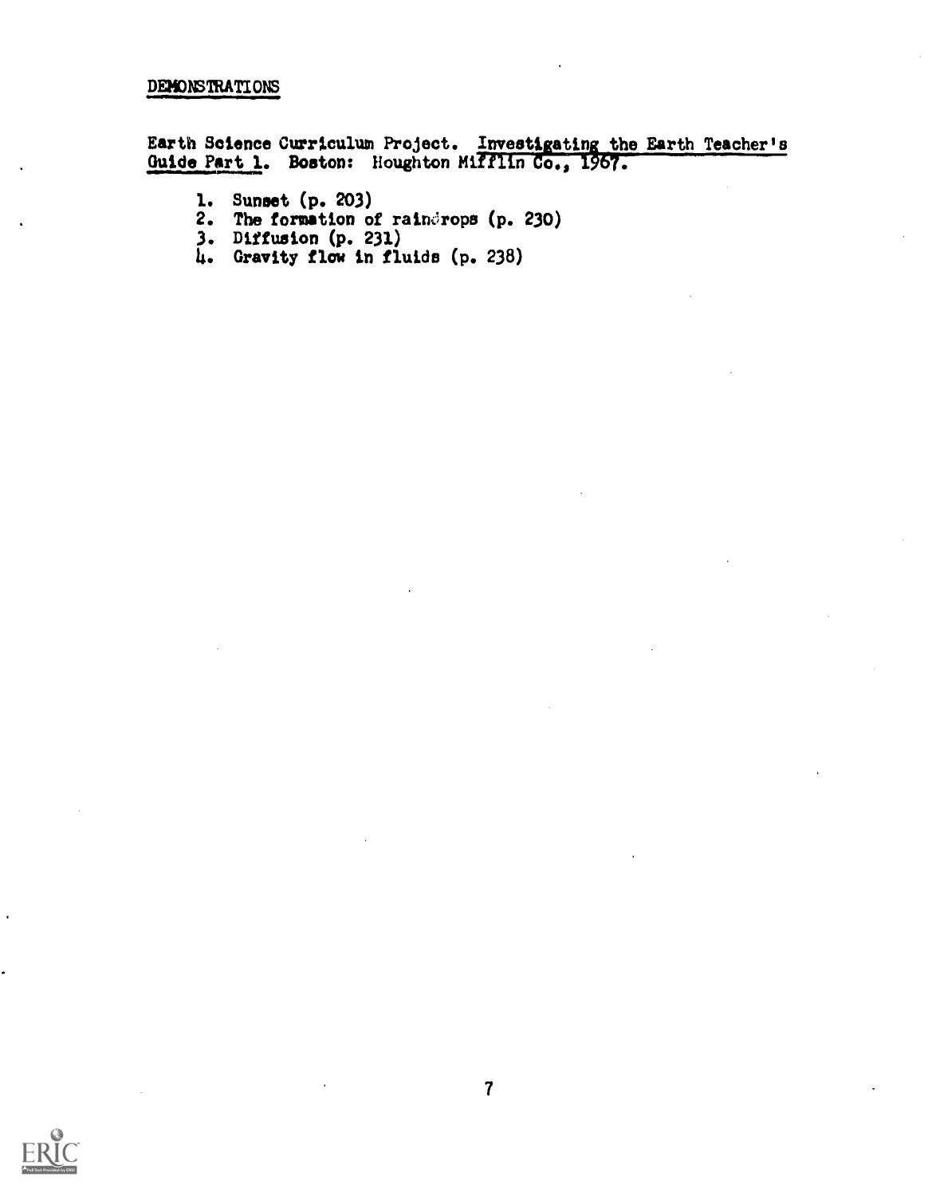## DEMONSTRATIONS

Earth Science Curriculum Project. Investigating the Earth Teacher's Guide Part 1. Boston: Houghton Mifflin Co., 1967.

1. Sunset (p. 203)
2. The formation of raindrops (p. 230)
3. Diffusion (p. 231)
4. Gravity flow in fluids (p. 238)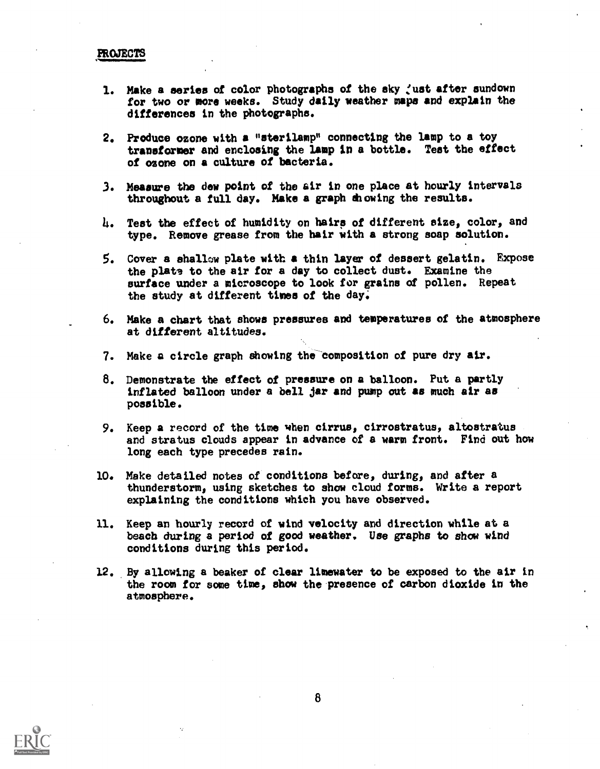## PROJECTS

1. Make a series of color photographs of the sky just after sundown for two or more weeks. Study daily weather maps and explain the differences in the photographs.

2. Produce ozone with a "sterilamp" connecting the lamp to a toy transformer and enclosing the lamp in a bottle. Test the effect of ozone on a culture of bacteria.

3. Measure the dew point of the air in one place at hourly intervals throughout a full day. Make a graph showing the results.

4. Test the effect of humidity on hairs of different size, color, and type. Remove grease from the hair with a strong soap solution.

5. Cover a shallow plate with a thin layer of dessert gelatin. Expose the plate to the air for a day to collect dust. Examine the surface under a microscope to look for grains of pollen. Repeat the study at different times of the day.

6. Make a chart that shows pressures and temperatures of the atmosphere at different altitudes.

7. Make a circle graph showing the composition of pure dry air.

8. Demonstrate the effect of pressure on a balloon. Put a partly inflated balloon under a bell jar and pump out as much air as possible.

9. Keep a record of the time when cirrus, cirrostratus, altostratus and stratus clouds appear in advance of a warm front. Find out how long each type precedes rain.

10. Make detailed notes of conditions before, during, and after a thunderstorm, using sketches to show cloud forms. Write a report explaining the conditions which you have observed.

11. Keep an hourly record of wind velocity and direction while at a beach during a period of good weather. Use graphs to show wind conditions during this period.

12. By allowing a beaker of clear limewater to be exposed to the air in the room for some time, show the presence of carbon dioxide in the atmosphere.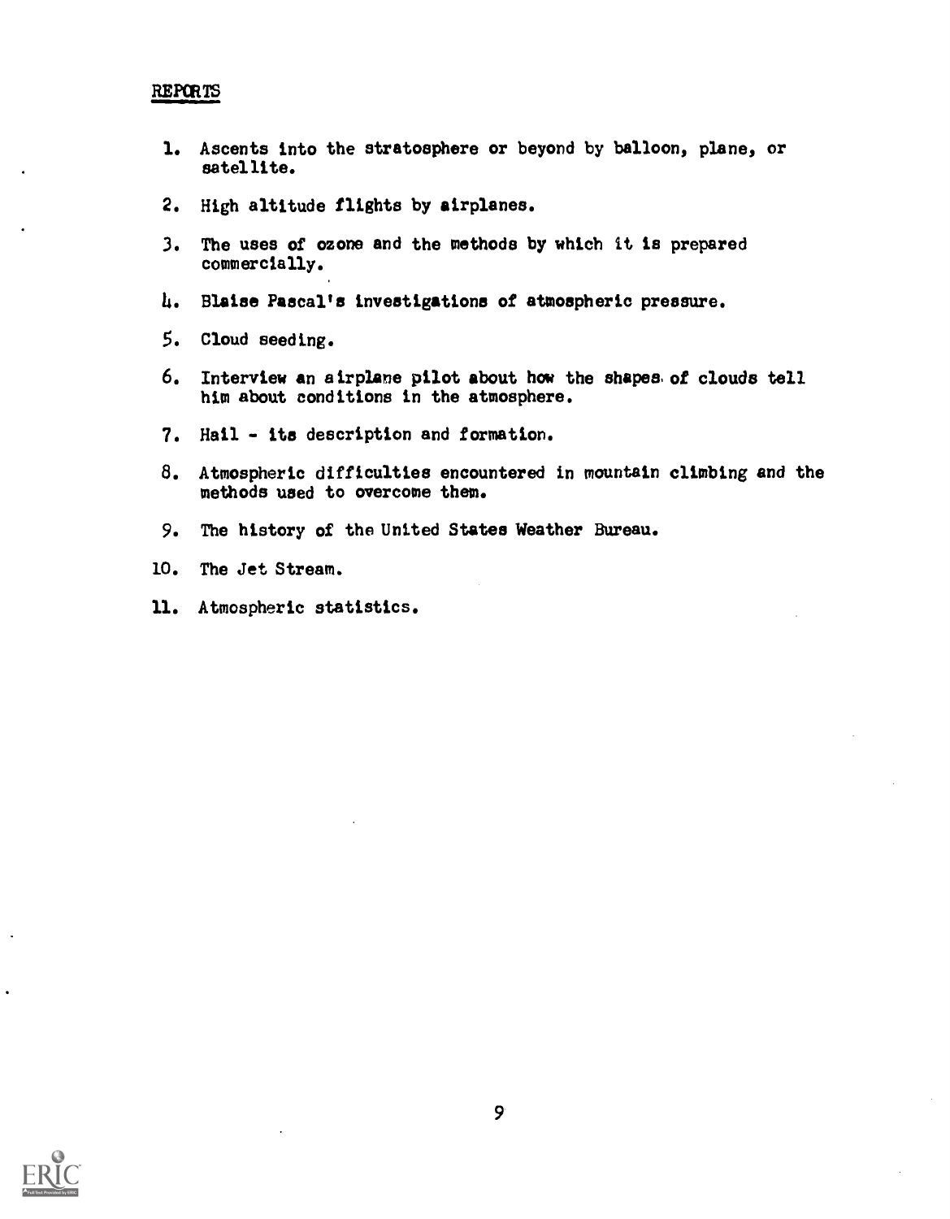## REPORTS

1. Ascents into the stratosphere or beyond by balloon, plane, or satellite.
2. High altitude flights by airplanes.
3. The uses of ozone and the methods by which it is prepared commercially.
4. Blaise Pascal's investigations of atmospheric pressure.
5. Cloud seeding.
6. Interview an airplane pilot about how the shapes of clouds tell him about conditions in the atmosphere.
7. Hail - its description and formation.
8. Atmospheric difficulties encountered in mountain climbing and the methods used to overcome them.
9. The history of the United States Weather Bureau.
10. The Jet Stream.
11. Atmospheric statistics.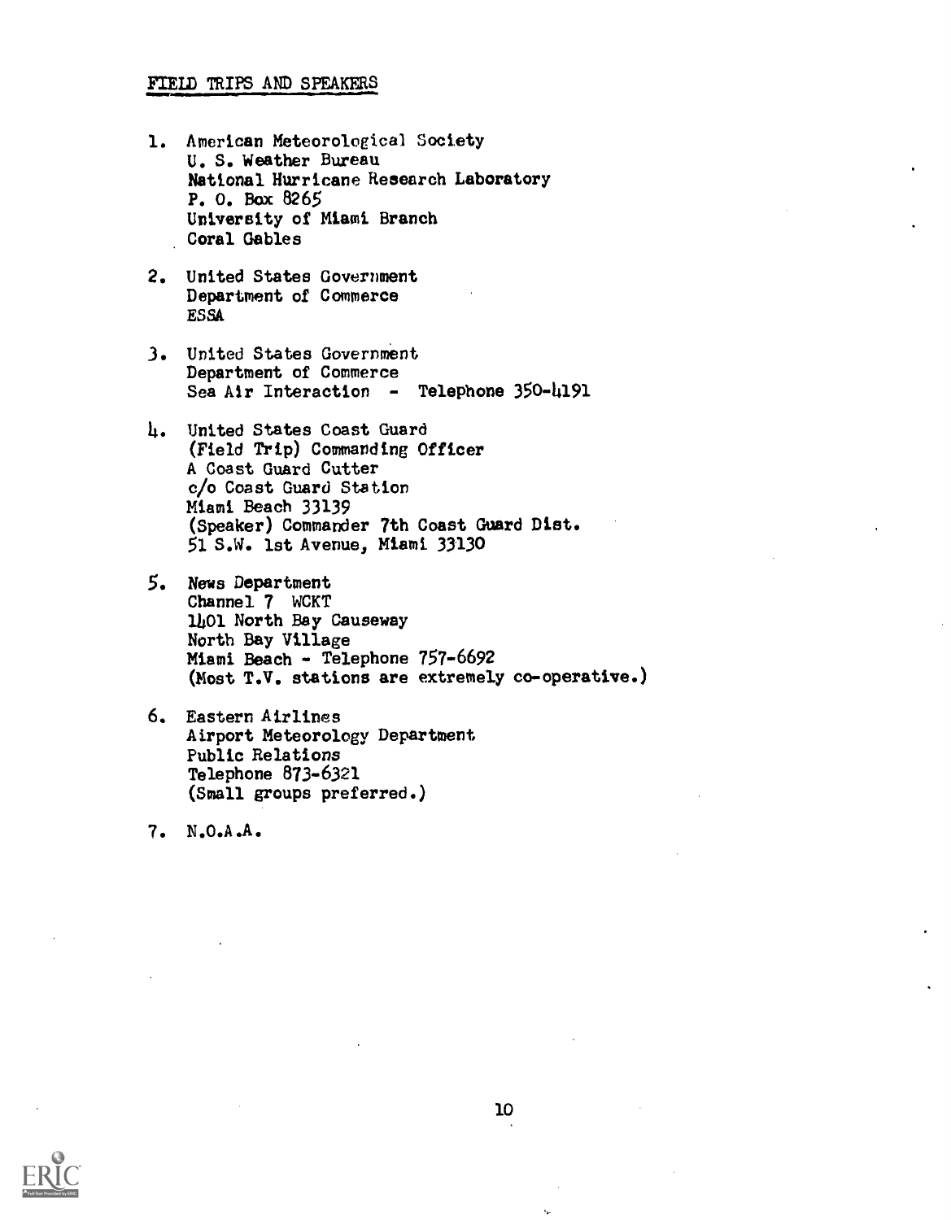## FIELD TRIPS AND SPEAKERS

1. American Meteorological Society
   U. S. Weather Bureau
   National Hurricane Research Laboratory
   P. O. Box 8265
   University of Miami Branch
   Coral Gables

2. United States Government
   Department of Commerce
   ESSA

3. United States Government
   Department of Commerce
   Sea Air Interaction - Telephone 350-4191

4. United States Coast Guard
   (Field Trip) Commanding Officer
   A Coast Guard Cutter
   c/o Coast Guard Station
   Miami Beach 33139
   (Speaker) Commander 7th Coast Guard Dist.
   51 S.W. 1st Avenue, Miami 33130

5. News Department
   Channel 7 WCKT
   1401 North Bay Causeway
   North Bay Village
   Miami Beach - Telephone 757-6692
   (Most T.V. stations are extremely co-operative.)

6. Eastern Airlines
   Airport Meteorology Department
   Public Relations
   Telephone 873-6321
   (Small groups preferred.)

7. N.O.A.A.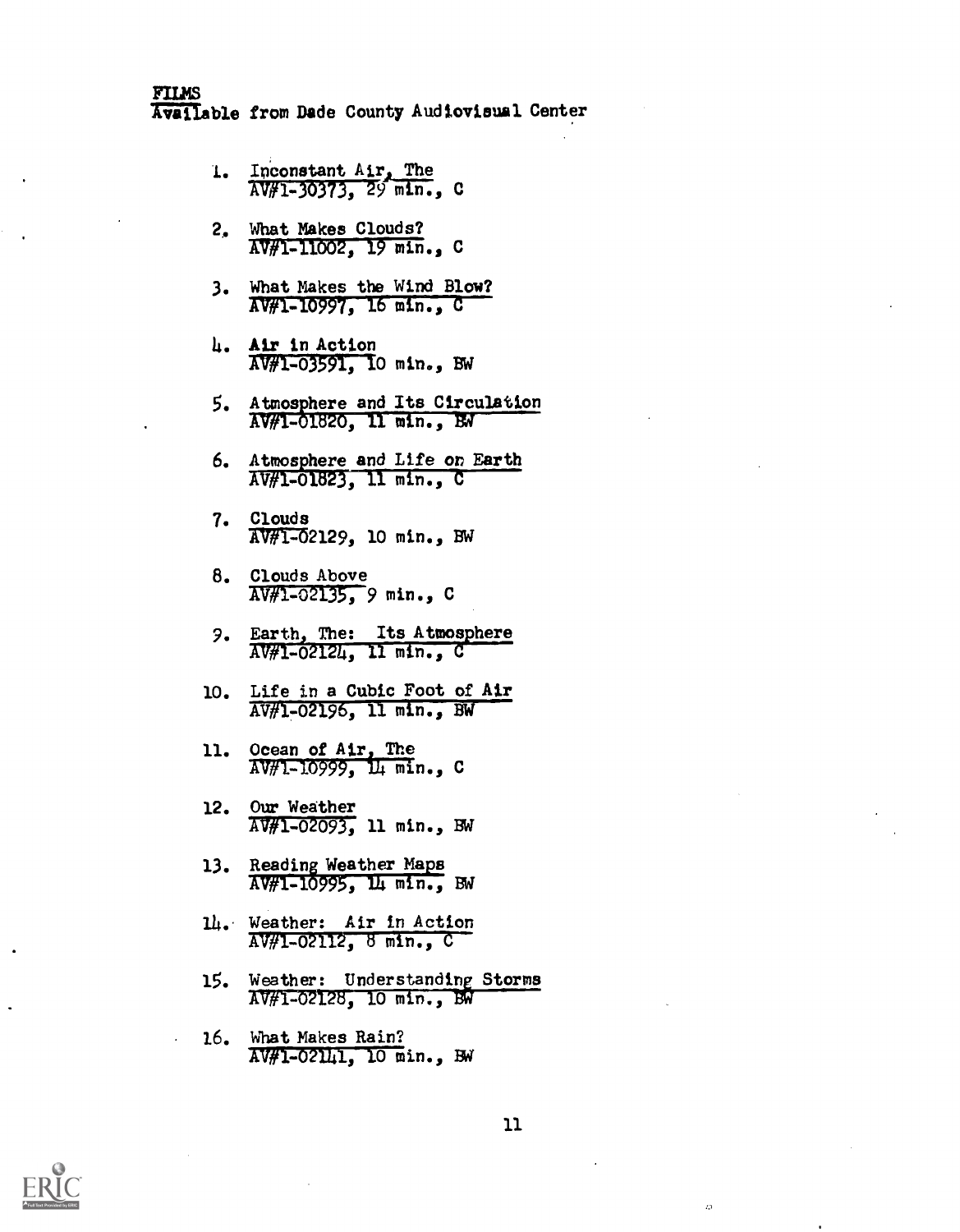FILMS
Available from Dade County Audiovisual Center

1. Inconstant Air, The
   AV#1-30373, 29 min., C

2. What Makes Clouds?
   AV#1-11002, 19 min., C

3. What Makes the Wind Blow?
   AV#1-10997, 16 min., C

4. Air in Action
   AV#1-03591, 10 min., BW

5. Atmosphere and Its Circulation
   AV#1-01820, 11 min., BW

6. Atmosphere and Life on Earth
   AV#1-01823, 11 min., C

7. Clouds
   AV#1-02129, 10 min., BW

8. Clouds Above
   AV#1-02135, 9 min., C

9. Earth, The: Its Atmosphere
   AV#1-02124, 11 min., C

10. Life in a Cubic Foot of Air
    AV#1-02196, 11 min., BW

11. Ocean of Air, The
    AV#1-10999, 14 min., C

12. Our Weather
    AV#1-02093, 11 min., BW

13. Reading Weather Maps
    AV#1-10995, 14 min., BW

14. Weather: Air in Action
    AV#1-02112, 8 min., C

15. Weather: Understanding Storms
    AV#1-02128, 10 min., BW

16. What Makes Rain?
    AV#1-02141, 10 min., BW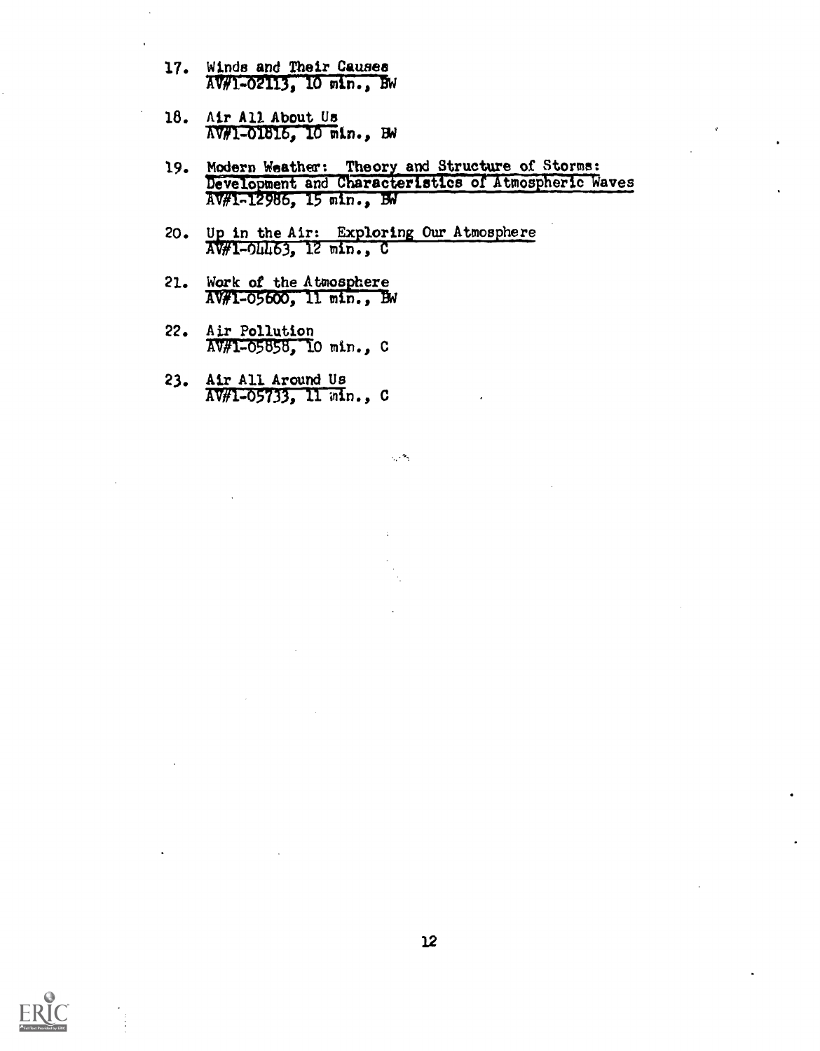17. Winds and Their Causes
    AV#1-02113, 10 min., BW

18. Air All About Us
    AV#1-01816, 10 min., BW

19. Modern Weather: Theory and Structure of Storms: Development and Characteristics of Atmospheric Waves
    AV#1-12986, 15 min., BW

20. Up in the Air: Exploring Our Atmosphere
    AV#1-04463, 12 min., C

21. Work of the Atmosphere
    AV#1-05600, 11 min., BW

22. Air Pollution
    AV#1-05858, 10 min., C

23. Air All Around Us
    AV#1-05733, 11 min., C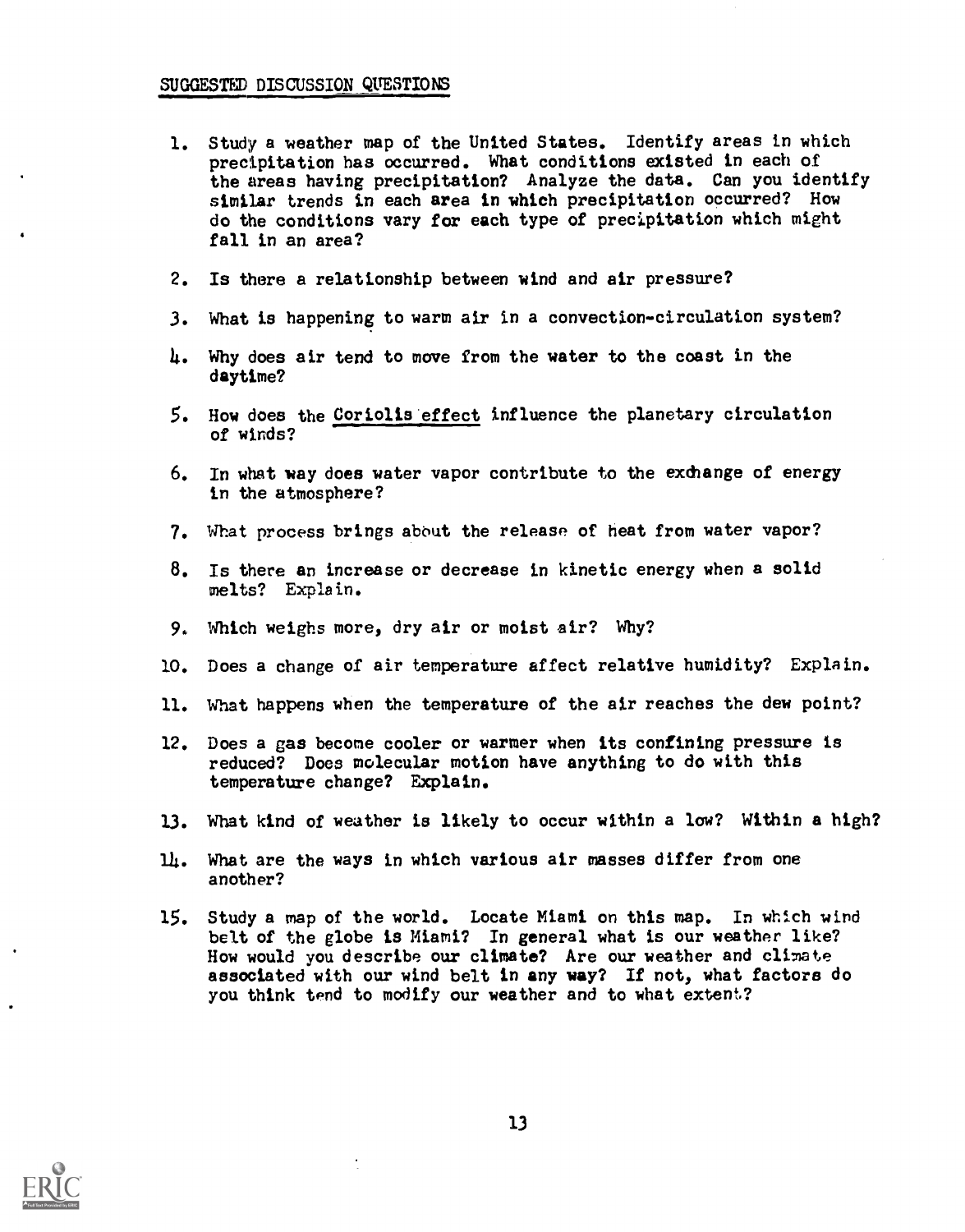## SUGGESTED DISCUSSION QUESTIONS

1. Study a weather map of the United States. Identify areas in which precipitation has occurred. What conditions existed in each of the areas having precipitation? Analyze the data. Can you identify similar trends in each area in which precipitation occurred? How do the conditions vary for each type of precipitation which might fall in an area?

2. Is there a relationship between wind and air pressure?

3. What is happening to warm air in a convection-circulation system?

4. Why does air tend to move from the water to the coast in the daytime?

5. How does the Coriolis effect influence the planetary circulation of winds?

6. In what way does water vapor contribute to the exchange of energy in the atmosphere?

7. What process brings about the release of heat from water vapor?

8. Is there an increase or decrease in kinetic energy when a solid melts? Explain.

9. Which weighs more, dry air or moist air? Why?

10. Does a change of air temperature affect relative humidity? Explain.

11. What happens when the temperature of the air reaches the dew point?

12. Does a gas become cooler or warmer when its confining pressure is reduced? Does molecular motion have anything to do with this temperature change? Explain.

13. What kind of weather is likely to occur within a low? Within a high?

14. What are the ways in which various air masses differ from one another?

15. Study a map of the world. Locate Miami on this map. In which wind belt of the globe is Miami? In general what is our weather like? How would you describe our climate? Are our weather and climate associated with our wind belt in any way? If not, what factors do you think tend to modify our weather and to what extent?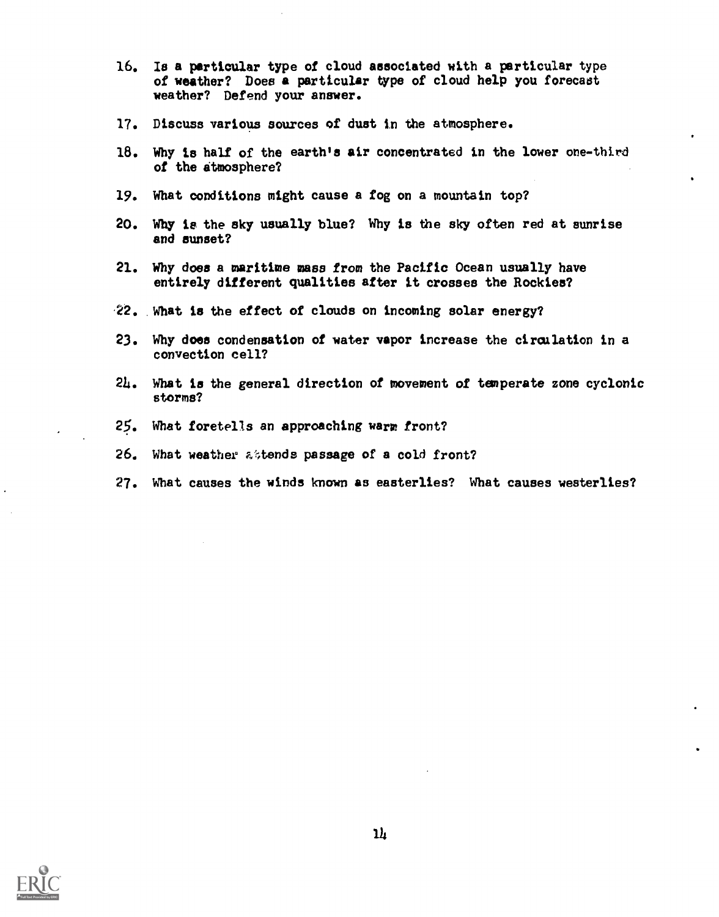16. Is a particular type of cloud associated with a particular type of weather? Does a particular type of cloud help you forecast weather? Defend your answer.

17. Discuss various sources of dust in the atmosphere.

18. Why is half of the earth's air concentrated in the lower one-third of the atmosphere?

19. What conditions might cause a fog on a mountain top?

20. Why is the sky usually blue? Why is the sky often red at sunrise and sunset?

21. Why does a maritime mass from the Pacific Ocean usually have entirely different qualities after it crosses the Rockies?

22. What is the effect of clouds on incoming solar energy?

23. Why does condensation of water vapor increase the circulation in a convection cell?

24. What is the general direction of movement of temperate zone cyclonic storms?

25. What foretells an approaching warm front?

26. What weather attends passage of a cold front?

27. What causes the winds known as easterlies? What causes westerlies?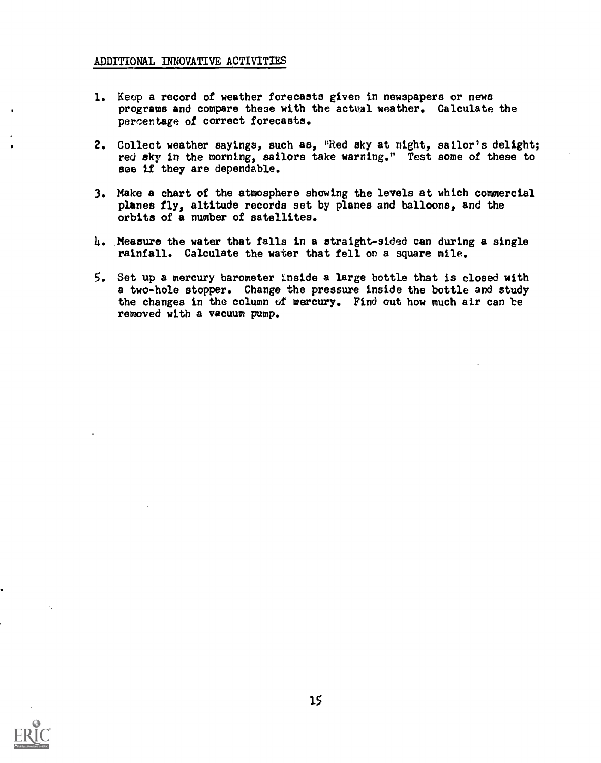## ADDITIONAL INNOVATIVE ACTIVITIES

1. Keep a record of weather forecasts given in newspapers or news programs and compare these with the actual weather. Calculate the percentage of correct forecasts.

2. Collect weather sayings, such as, "Red sky at night, sailor's delight; red sky in the morning, sailors take warning." Test some of these to see if they are dependable.

3. Make a chart of the atmosphere showing the levels at which commercial planes fly, altitude records set by planes and balloons, and the orbits of a number of satellites.

4. Measure the water that falls in a straight-sided can during a single rainfall. Calculate the water that fell on a square mile.

5. Set up a mercury barometer inside a large bottle that is closed with a two-hole stopper. Change the pressure inside the bottle and study the changes in the column of mercury. Find out how much air can be removed with a vacuum pump.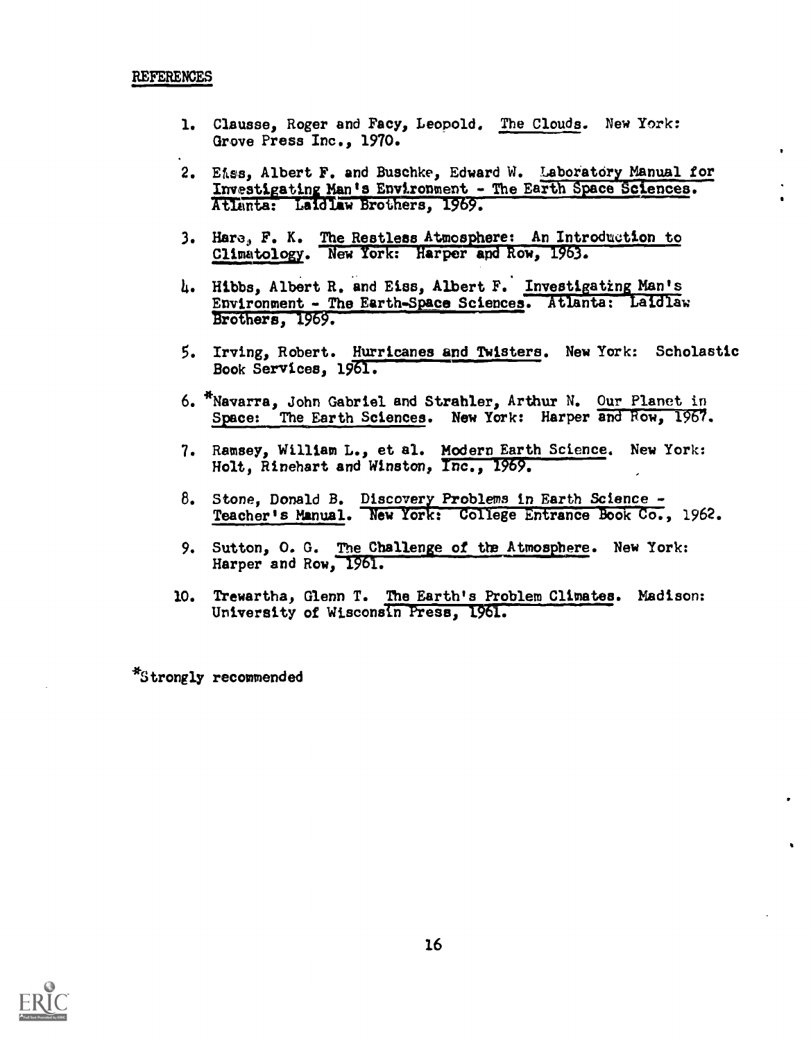REFERENCES

1. Clausse, Roger and Facy, Leopold. The Clouds. New York: Grove Press Inc., 1970.

2. Eiss, Albert F. and Buschke, Edward W. Laboratory Manual for Investigating Man's Environment - The Earth Space Sciences. Atlanta: Laidlaw Brothers, 1969.

3. Hare, F. K. The Restless Atmosphere: An Introduction to Climatology. New York: Harper and Row, 1963.

4. Hibbs, Albert R. and Eiss, Albert F. Investigating Man's Environment - The Earth-Space Sciences. Atlanta: Laidlaw Brothers, 1969.

5. Irving, Robert. Hurricanes and Twisters. New York: Scholastic Book Services, 1961.

6. *Navarra, John Gabriel and Strahler, Arthur N. Our Planet in Space: The Earth Sciences. New York: Harper and Row, 1967.

7. Ramsey, William L., et al. Modern Earth Science. New York: Holt, Rinehart and Winston, Inc., 1969.

8. Stone, Donald B. Discovery Problems in Earth Science - Teacher's Manual. New York: College Entrance Book Co., 1962.

9. Sutton, O. G. The Challenge of the Atmosphere. New York: Harper and Row, 1961.

10. Trewartha, Glenn T. The Earth's Problem Climates. Madison: University of Wisconsin Press, 1961.

*Strongly recommended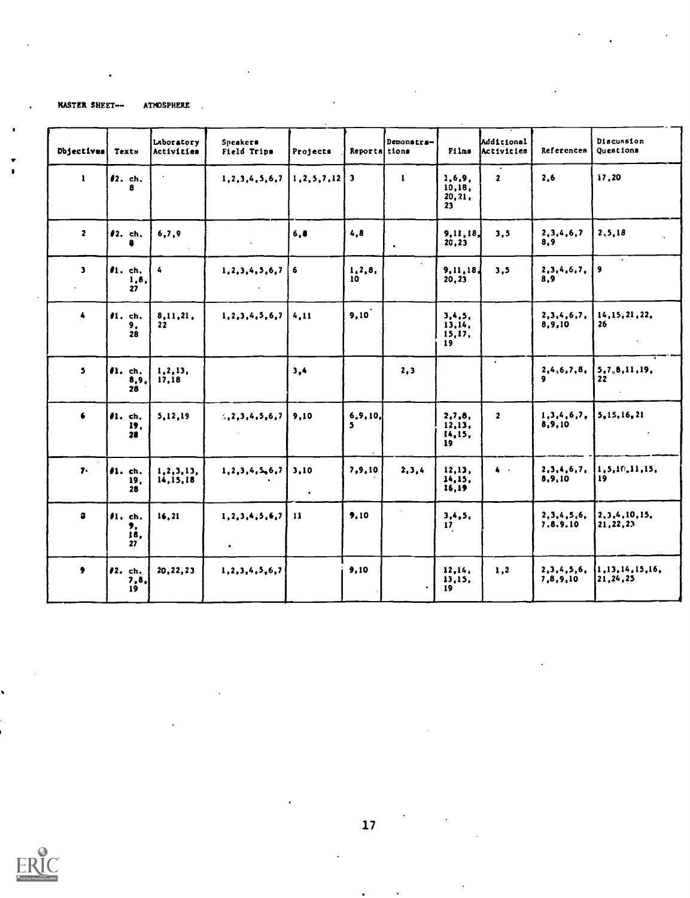MASTER SHEET-- ATMOSPHERE

| Objectives | Texts | Laboratory Activities | Speakers Field Trips | Projects | Reports | Demonstrations | Films | Additional Activities | References | Discussion Questions |
|---|---|---|---|---|---|---|---|---|---|---|
| 1 | #2. ch. 8 | | 1,2,3,4,5,6,7 | 1,2,5,7,12 | 3 | 1 | 1,6,9, 10,18, 20,21, 23 | 2 | 2,6 | 17,20 |
| 2 | #2. ch. 8 | 6,7,9 | | 6,8 | 4,8 | | 9,11,18, 20,23 | 3,5 | 2,3,4,6,7 8,9 | 2,5,18 |
| 3 | #1. ch. 1,8, 27 | 4 | 1,2,3,4,5,6,7 | 6 | 1,2,8, 10 | | 9,11,18, 20,23 | 3,5 | 2,3,4,6,7, 8,9 | 9 |
| 4 | #1. ch. 9, 28 | 8,11,21, 22 | 1,2,3,4,5,6,7 | 4,11 | 9,10 | | 3,4,5, 13,14, 15,17, 19 | | 2,3,4,6,7, 8,9,10 | 14,15,21,22, 26 |
| 5 | #1. ch. 8,9, 28 | 1,2,13, 17,18 | | 3,4 | | 2,3 | | | 2,4,6,7,8, 9 | 5,7,8,11,19, 22 |
| 6 | #1. ch. 19, 28 | 5,12,19 | 1,2,3,4,5,6,7 | 9,10 | 6,9,10, 5 | | 2,7,8, 12,13, 14,15, 19 | 2 | 1,3,4,6,7, 8,9,10 | 5,15,16,21 |
| 7 | #1. ch. 19, 28 | 1,2,3,13, 14,15,18 | 1,2,3,4,5,6,7 | 3,10 | 7,9,10 | 2,3,4 | 12,13, 14,15, 16,19 | 4 | 2,3,4,6,7, 8,9,10 | 1,5,10,11,15, 19 |
| 8 | #1. ch. 9, 18, 27 | 16,21 | 1,2,3,4,5,6,7 | 11 | 9,10 | | 3,4,5, 17 | | 2,3,4,5,6, 7,8,9,10 | 2,3,4,10,15, 21,22,23 |
| 9 | #2. ch. 7,8, 19 | 20,22,23 | 1,2,3,4,5,6,7 | | 9,10 | | 12,14, 13,15, 19 | 1,2 | 2,3,4,5,6, 7,8,9,10 | 1,13,14,15,16, 21,24,25 |